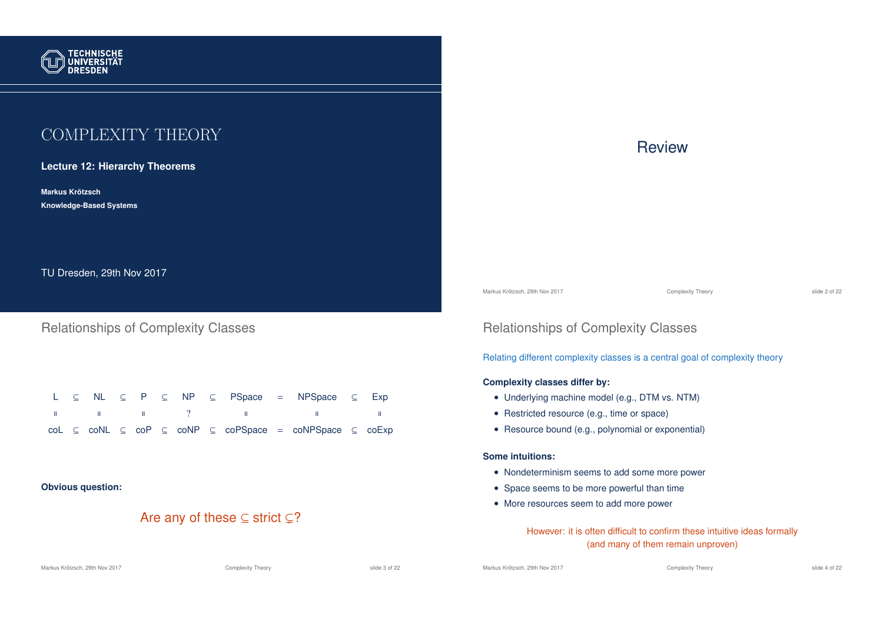# COMPLEXITY THEORY

**Lecture 12: Hierarchy Theorems**

**Markus Krötzsch**
**Knowledge-Based Systems**

TU Dresden, 29th Nov 2017

# Review

## Relationships of Complexity Classes

| L | $\subseteq$ | NL | $\subseteq$ | P | $\subseteq$ | NP | $\subseteq$ | PSpace | $=$ | NPSpace | $\subseteq$ | Exp |
|---|---|---|---|---|---|---|---|---|---|---|---|---|
| $\parallel$ | | $\parallel$ | | $\parallel$ | | ? | | $\parallel$ | | $\parallel$ | | $\parallel$ |
| coL | $\subseteq$ | coNL | $\subseteq$ | coP | $\subseteq$ | coNP | $\subseteq$ | coPSpace | $=$ | coNPSpace | $\subseteq$ | coExp |

**Obvious question:**

Are any of these $\subseteq$ strict $\subsetneq$?

## Relationships of Complexity Classes

Relating different complexity classes is a central goal of complexity theory

**Complexity classes differ by:**

- Underlying machine model (e.g., DTM vs. NTM)
- Restricted resource (e.g., time or space)
- Resource bound (e.g., polynomial or exponential)

**Some intuitions:**

- Nondeterminism seems to add some more power
- Space seems to be more powerful than time
- More resources seem to add more power

However: it is often difficult to confirm these intuitive ideas formally (and many of them remain unproven)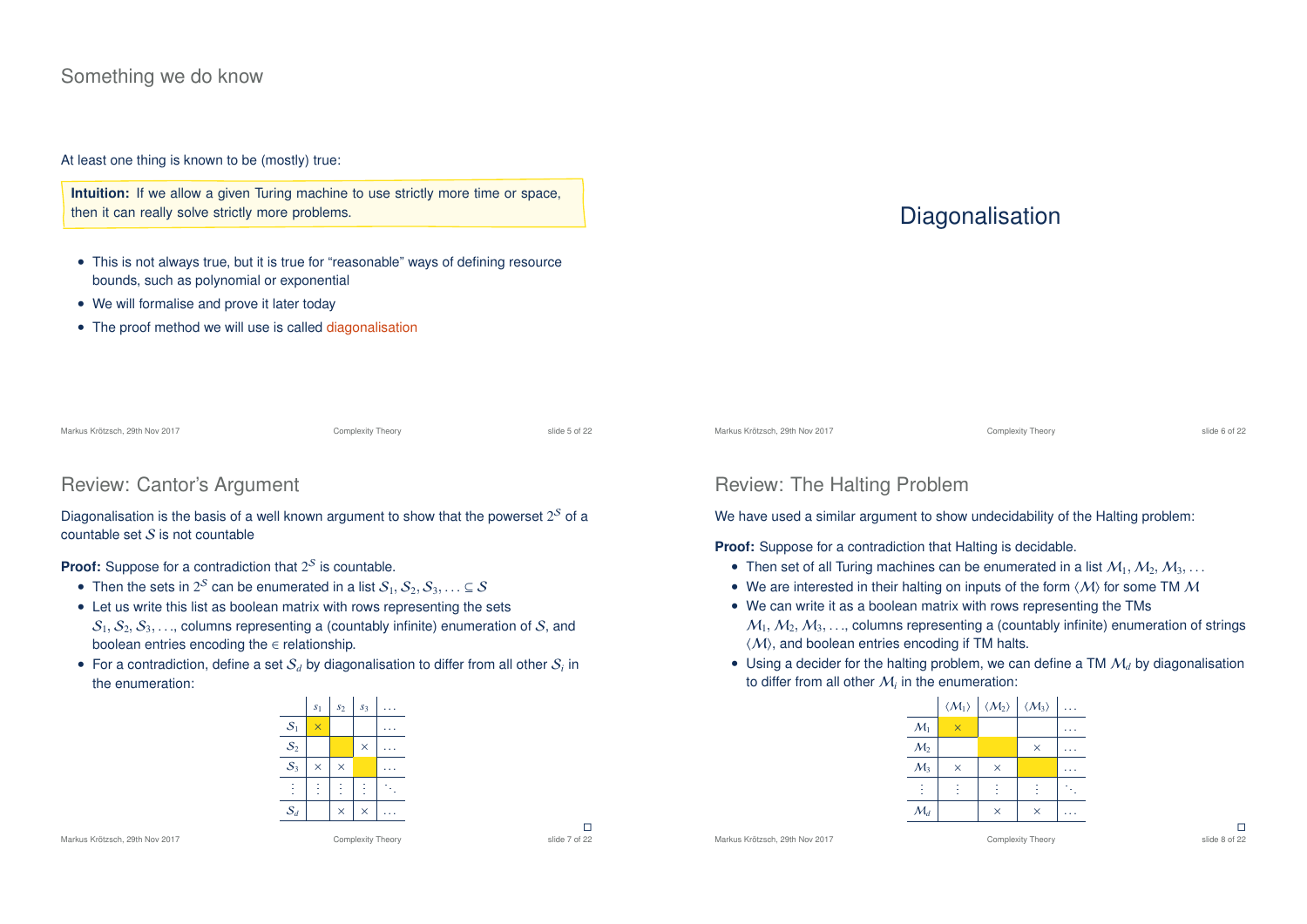## Something we do know

At least one thing is known to be (mostly) true:

**Intuition:** If we allow a given Turing machine to use strictly more time or space, then it can really solve strictly more problems.

- This is not always true, but it is true for "reasonable" ways of defining resource bounds, such as polynomial or exponential
- We will formalise and prove it later today
- The proof method we will use is called diagonalisation

# Diagonalisation

## Review: Cantor's Argument

Diagonalisation is the basis of a well known argument to show that the powerset $2^{\mathcal{S}}$ of a countable set $\mathcal{S}$ is not countable

**Proof:** Suppose for a contradiction that $2^{\mathcal{S}}$ is countable.

- Then the sets in $2^{\mathcal{S}}$ can be enumerated in a list $\mathcal{S}_1, \mathcal{S}_2, \mathcal{S}_3, \ldots \subseteq \mathcal{S}$
- Let us write this list as boolean matrix with rows representing the sets $\mathcal{S}_1, \mathcal{S}_2, \mathcal{S}_3, \ldots$, columns representing a (countably infinite) enumeration of $\mathcal{S}$, and boolean entries encoding the $\in$ relationship.
- For a contradiction, define a set $\mathcal{S}_d$ by diagonalisation to differ from all other $\mathcal{S}_i$ in the enumeration:

| | $s_1$ | $s_2$ | $s_3$ | $\ldots$ |
|---|---|---|---|---|
| $\mathcal{S}_1$ | $\times$ | | | $\ldots$ |
| $\mathcal{S}_2$ | | | $\times$ | $\ldots$ |
| $\mathcal{S}_3$ | $\times$ | $\times$ | | $\ldots$ |
| $\vdots$ | $\vdots$ | $\vdots$ | $\vdots$ | $\ddots$ |
| $\mathcal{S}_d$ | | $\times$ | $\times$ | $\ldots$ |

## Review: The Halting Problem

We have used a similar argument to show undecidability of the Halting problem:

**Proof:** Suppose for a contradiction that Halting is decidable.

- Then set of all Turing machines can be enumerated in a list $\mathcal{M}_1, \mathcal{M}_2, \mathcal{M}_3, \ldots$
- We are interested in their halting on inputs of the form $\langle \mathcal{M} \rangle$ for some TM $\mathcal{M}$
- We can write it as a boolean matrix with rows representing the TMs $\mathcal{M}_1, \mathcal{M}_2, \mathcal{M}_3, \ldots$, columns representing a (countably infinite) enumeration of strings $\langle \mathcal{M} \rangle$, and boolean entries encoding if TM halts.
- Using a decider for the halting problem, we can define a TM $\mathcal{M}_d$ by diagonalisation to differ from all other $\mathcal{M}_i$ in the enumeration:

| | $\langle \mathcal{M}_1 \rangle$ | $\langle \mathcal{M}_2 \rangle$ | $\langle \mathcal{M}_3 \rangle$ | $\ldots$ |
|---|---|---|---|---|
| $\mathcal{M}_1$ | $\times$ | | | $\ldots$ |
| $\mathcal{M}_2$ | | | $\times$ | $\ldots$ |
| $\mathcal{M}_3$ | $\times$ | $\times$ | | $\ldots$ |
| $\vdots$ | $\vdots$ | $\vdots$ | $\vdots$ | $\ddots$ |
| $\mathcal{M}_d$ | | $\times$ | $\times$ | $\ldots$ |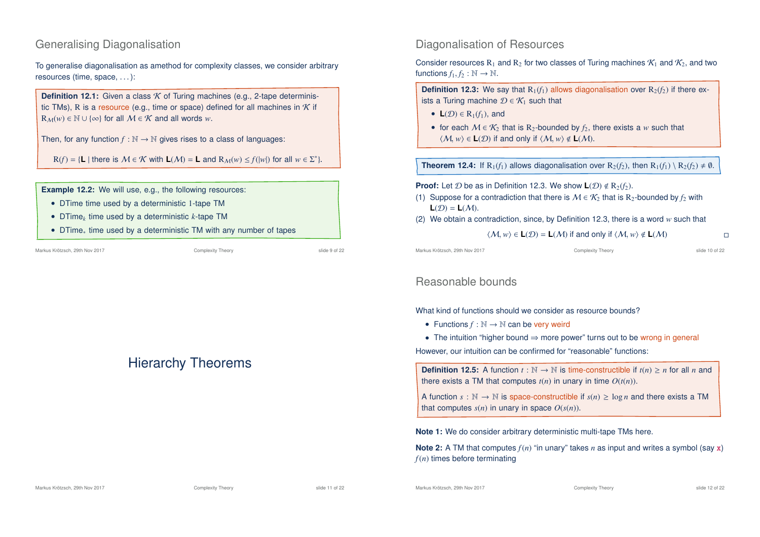## Generalising Diagonalisation

To generalise diagonalisation as amethod for complexity classes, we consider arbitrary resources (time, space, ...):

**Definition 12.1:** Given a class $\mathcal{K}$ of Turing machines (e.g., 2-tape deterministic TMs), R is a resource (e.g., time or space) defined for all machines in $\mathcal{K}$ if $\mathrm{R}_{\mathcal{M}}(w) \in \mathbb{N} \cup \{\infty\}$ for all $\mathcal{M} \in \mathcal{K}$ and all words $w$.

Then, for any function $f : \mathbb{N} \to \mathbb{N}$ gives rises to a class of languages:

$$\mathrm{R}(f) = \{\mathbf{L} \mid \text{there is } \mathcal{M} \in \mathcal{K} \text{ with } \mathbf{L}(\mathcal{M}) = \mathbf{L} \text{ and } \mathrm{R}_{\mathcal{M}}(w) \leq f(|w|) \text{ for all } w \in \Sigma^*\}.$$

**Example 12.2:** We will use, e.g., the following resources:

- DTime time used by a deterministic 1-tape TM
- $\text{DTime}_k$ time used by a deterministic $k$-tape TM
- $\text{DTime}_*$ time used by a deterministic TM with any number of tapes

## Diagonalisation of Resources

Consider resources $\mathrm{R}_1$ and $\mathrm{R}_2$ for two classes of Turing machines $\mathcal{K}_1$ and $\mathcal{K}_2$, and two functions $f_1, f_2 : \mathbb{N} \to \mathbb{N}$.

**Definition 12.3:** We say that $\mathrm{R}_1(f_1)$ allows diagonalisation over $\mathrm{R}_2(f_2)$ if there exists a Turing machine $\mathcal{D} \in \mathcal{K}_1$ such that

- $\mathbf{L}(\mathcal{D}) \in \mathrm{R}_1(f_1)$, and
- for each $\mathcal{M} \in \mathcal{K}_2$ that is $\mathrm{R}_2$-bounded by $f_2$, there exists a $w$ such that $\langle \mathcal{M}, w\rangle \in \mathbf{L}(\mathcal{D})$ if and only if $\langle \mathcal{M}, w\rangle \notin \mathbf{L}(\mathcal{M})$.

**Theorem 12.4:** If $\mathrm{R}_1(f_1)$ allows diagonalisation over $\mathrm{R}_2(f_2)$, then $\mathrm{R}_1(f_1) \setminus \mathrm{R}_2(f_2) \neq \emptyset$.

**Proof:** Let $\mathcal{D}$ be as in Definition 12.3. We show $\mathbf{L}(\mathcal{D}) \notin \mathrm{R}_2(f_2)$.

(1) Suppose for a contradiction that there is $\mathcal{M} \in \mathcal{K}_2$ that is $\mathrm{R}_2$-bounded by $f_2$ with $\mathbf{L}(\mathcal{D}) = \mathbf{L}(\mathcal{M})$.

(2) We obtain a contradiction, since, by Definition 12.3, there is a word $w$ such that

$$\langle \mathcal{M}, w\rangle \in \mathbf{L}(\mathcal{D}) = \mathbf{L}(\mathcal{M}) \text{ if and only if } \langle \mathcal{M}, w\rangle \notin \mathbf{L}(\mathcal{M})$$

□

# Hierarchy Theorems

## Reasonable bounds

What kind of functions should we consider as resource bounds?

- Functions $f : \mathbb{N} \to \mathbb{N}$ can be very weird
- The intuition "higher bound ⇒ more power" turns out to be wrong in general

However, our intuition can be confirmed for "reasonable" functions:

**Definition 12.5:** A function $t : \mathbb{N} \to \mathbb{N}$ is time-constructible if $t(n) \geq n$ for all $n$ and there exists a TM that computes $t(n)$ in unary in time $O(t(n))$.

A function $s : \mathbb{N} \to \mathbb{N}$ is space-constructible if $s(n) \geq \log n$ and there exists a TM that computes $s(n)$ in unary in space $O(s(n))$.

**Note 1:** We do consider arbitrary deterministic multi-tape TMs here.

**Note 2:** A TM that computes $f(n)$ "in unary" takes $n$ as input and writes a symbol (say x) $f(n)$ times before terminating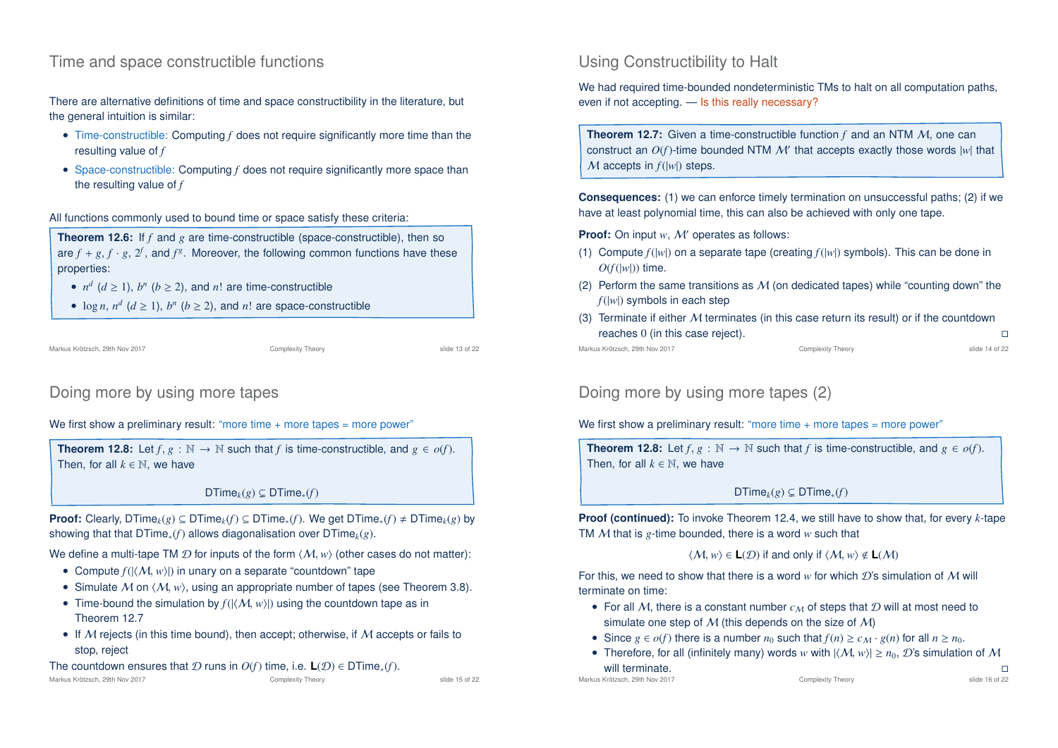## Time and space constructible functions

There are alternative definitions of time and space constructibility in the literature, but the general intuition is similar:

- Time-constructible: Computing $f$ does not require significantly more time than the resulting value of $f$
- Space-constructible: Computing $f$ does not require significantly more space than the resulting value of $f$

All functions commonly used to bound time or space satisfy these criteria:

**Theorem 12.6:** If $f$ and $g$ are time-constructible (space-constructible), then so are $f + g$, $f \cdot g$, $2^f$, and $f^g$. Moreover, the following common functions have these properties:

- $n^d$ ($d \geq 1$), $b^n$ ($b \geq 2$), and $n!$ are time-constructible
- $\log n$, $n^d$ ($d \geq 1$), $b^n$ ($b \geq 2$), and $n!$ are space-constructible

## Using Constructibility to Halt

We had required time-bounded nondeterministic TMs to halt on all computation paths, even if not accepting. — Is this really necessary?

**Theorem 12.7:** Given a time-constructible function $f$ and an NTM $\mathcal{M}$, one can construct an $O(f)$-time bounded NTM $\mathcal{M}'$ that accepts exactly those words $|w|$ that $\mathcal{M}$ accepts in $f(|w|)$ steps.

**Consequences:** (1) we can enforce timely termination on unsuccessful paths; (2) if we have at least polynomial time, this can also be achieved with only one tape.

**Proof:** On input $w$, $\mathcal{M}'$ operates as follows:

1. Compute $f(|w|)$ on a separate tape (creating $f(|w|)$ symbols). This can be done in $O(f(|w|))$ time.
2. Perform the same transitions as $\mathcal{M}$ (on dedicated tapes) while "counting down" the $f(|w|)$ symbols in each step
3. Terminate if either $\mathcal{M}$ terminates (in this case return its result) or if the countdown reaches $0$ (in this case reject). □

## Doing more by using more tapes

We first show a preliminary result: "more time + more tapes = more power"

**Theorem 12.8:** Let $f, g : \mathbb{N} \to \mathbb{N}$ such that $f$ is time-constructible, and $g \in o(f)$. Then, for all $k \in \mathbb{N}$, we have

$$\text{DTime}_k(g) \subsetneq \text{DTime}_*(f)$$

**Proof:** Clearly, $\text{DTime}_k(g) \subseteq \text{DTime}_k(f) \subseteq \text{DTime}_*(f)$. We get $\text{DTime}_*(f) \neq \text{DTime}_k(g)$ by showing that that $\text{DTime}_*(f)$ allows diagonalisation over $\text{DTime}_k(g)$.

We define a multi-tape TM $\mathcal{D}$ for inputs of the form $\langle \mathcal{M}, w \rangle$ (other cases do not matter):

- Compute $f(|\langle \mathcal{M}, w \rangle|)$ in unary on a separate "countdown" tape
- Simulate $\mathcal{M}$ on $\langle \mathcal{M}, w \rangle$, using an appropriate number of tapes (see Theorem 3.8).
- Time-bound the simulation by $f(|\langle \mathcal{M}, w \rangle|)$ using the countdown tape as in Theorem 12.7
- If $\mathcal{M}$ rejects (in this time bound), then accept; otherwise, if $\mathcal{M}$ accepts or fails to stop, reject

The countdown ensures that $\mathcal{D}$ runs in $O(f)$ time, i.e. $\mathbf{L}(\mathcal{D}) \in \text{DTime}_*(f)$.

## Doing more by using more tapes (2)

We first show a preliminary result: "more time + more tapes = more power"

**Theorem 12.8:** Let $f, g : \mathbb{N} \to \mathbb{N}$ such that $f$ is time-constructible, and $g \in o(f)$. Then, for all $k \in \mathbb{N}$, we have

$$\text{DTime}_k(g) \subsetneq \text{DTime}_*(f)$$

**Proof (continued):** To invoke Theorem 12.4, we still have to show that, for every $k$-tape TM $\mathcal{M}$ that is $g$-time bounded, there is a word $w$ such that

$$\langle \mathcal{M}, w \rangle \in \mathbf{L}(\mathcal{D}) \text{ if and only if } \langle \mathcal{M}, w \rangle \notin \mathbf{L}(\mathcal{M})$$

For this, we need to show that there is a word $w$ for which $\mathcal{D}$'s simulation of $\mathcal{M}$ will terminate on time:

- For all $\mathcal{M}$, there is a constant number $c_{\mathcal{M}}$ of steps that $\mathcal{D}$ will at most need to simulate one step of $\mathcal{M}$ (this depends on the size of $\mathcal{M}$)
- Since $g \in o(f)$ there is a number $n_0$ such that $f(n) \geq c_{\mathcal{M}} \cdot g(n)$ for all $n \geq n_0$.
- Therefore, for all (infinitely many) words $w$ with $|\langle \mathcal{M}, w \rangle| \geq n_0$, $\mathcal{D}$'s simulation of $\mathcal{M}$ will terminate. □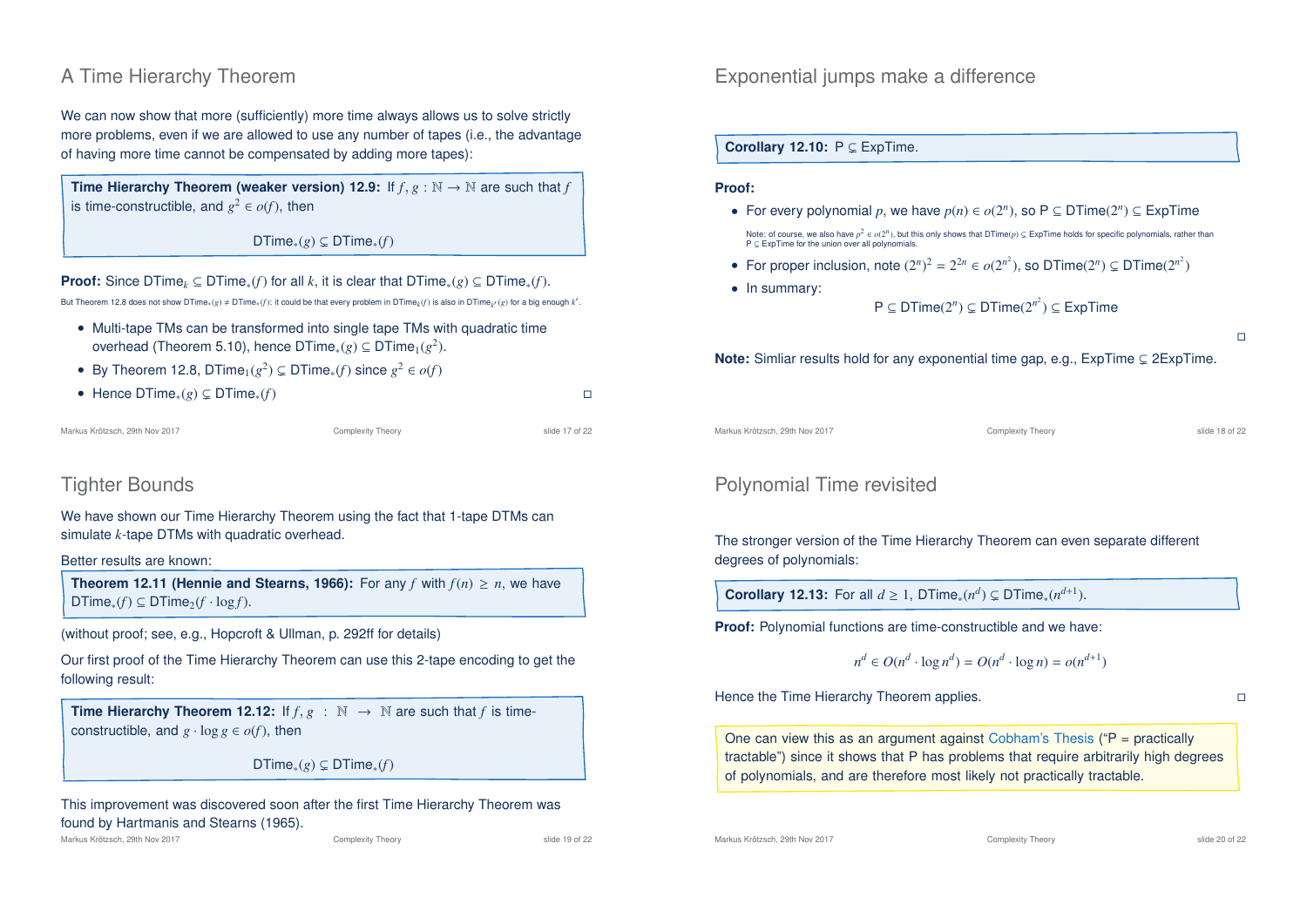## A Time Hierarchy Theorem

We can now show that more (sufficiently) more time always allows us to solve strictly more problems, even if we are allowed to use any number of tapes (i.e., the advantage of having more time cannot be compensated by adding more tapes):

**Time Hierarchy Theorem (weaker version) 12.9:** If $f, g : \mathbb{N} \to \mathbb{N}$ are such that $f$ is time-constructible, and $g^2 \in o(f)$, then

$$\mathsf{DTime}_*(g) \subsetneq \mathsf{DTime}_*(f)$$

**Proof:** Since $\mathsf{DTime}_k \subseteq \mathsf{DTime}_*(f)$ for all $k$, it is clear that $\mathsf{DTime}_*(g) \subseteq \mathsf{DTime}_*(f)$.

But Theorem 12.8 does not show $\mathsf{DTime}_*(g) \neq \mathsf{DTime}_*(f)$: it could be that every problem in $\mathsf{DTime}_k(f)$ is also in $\mathsf{DTime}_{k'}(g)$ for a big enough $k'$.

- Multi-tape TMs can be transformed into single tape TMs with quadratic time overhead (Theorem 5.10), hence $\mathsf{DTime}_*(g) \subseteq \mathsf{DTime}_1(g^2)$.
- By Theorem 12.8, $\mathsf{DTime}_1(g^2) \subsetneq \mathsf{DTime}_*(f)$ since $g^2 \in o(f)$
- Hence $\mathsf{DTime}_*(g) \subsetneq \mathsf{DTime}_*(f)$ □

## Exponential jumps make a difference

**Corollary 12.10:** $\mathsf{P} \subsetneq \mathsf{ExpTime}$.

**Proof:**

- For every polynomial $p$, we have $p(n) \in o(2^n)$, so $\mathsf{P} \subseteq \mathsf{DTime}(2^n) \subseteq \mathsf{ExpTime}$

  Note: of course, we also have $p^2 \in o(2^n)$, but this only shows that $\mathsf{DTime}(p) \subsetneq \mathsf{ExpTime}$ holds for specific polynomials, rather than $\mathsf{P} \subsetneq \mathsf{ExpTime}$ for the union over all polynomials.

- For proper inclusion, note $(2^n)^2 = 2^{2n} \in o(2^{n^2})$, so $\mathsf{DTime}(2^n) \subsetneq \mathsf{DTime}(2^{n^2})$
- In summary:

$$\mathsf{P} \subseteq \mathsf{DTime}(2^n) \subsetneq \mathsf{DTime}(2^{n^2}) \subseteq \mathsf{ExpTime}$$

□

**Note:** Simliar results hold for any exponential time gap, e.g., $\mathsf{ExpTime} \subsetneq \mathsf{2ExpTime}$.

## Tighter Bounds

We have shown our Time Hierarchy Theorem using the fact that 1-tape DTMs can simulate $k$-tape DTMs with quadratic overhead.

Better results are known:

**Theorem 12.11 (Hennie and Stearns, 1966):** For any $f$ with $f(n) \geq n$, we have $\mathsf{DTime}_*(f) \subseteq \mathsf{DTime}_2(f \cdot \log f)$.

(without proof; see, e.g., Hopcroft & Ullman, p. 292ff for details)

Our first proof of the Time Hierarchy Theorem can use this 2-tape encoding to get the following result:

**Time Hierarchy Theorem 12.12:** If $f, g : \mathbb{N} \to \mathbb{N}$ are such that $f$ is time-constructible, and $g \cdot \log g \in o(f)$, then

$$\mathsf{DTime}_*(g) \subsetneq \mathsf{DTime}_*(f)$$

This improvement was discovered soon after the first Time Hierarchy Theorem was found by Hartmanis and Stearns (1965).

## Polynomial Time revisited

The stronger version of the Time Hierarchy Theorem can even separate different degrees of polynomials:

**Corollary 12.13:** For all $d \geq 1$, $\mathsf{DTime}_*(n^d) \subsetneq \mathsf{DTime}_*(n^{d+1})$.

**Proof:** Polynomial functions are time-constructible and we have:

$$n^d \in O(n^d \cdot \log n^d) = O(n^d \cdot \log n) = o(n^{d+1})$$

Hence the Time Hierarchy Theorem applies. □

One can view this as an argument against Cobham's Thesis ("P = practically tractable") since it shows that P has problems that require arbitrarily high degrees of polynomials, and are therefore most likely not practically tractable.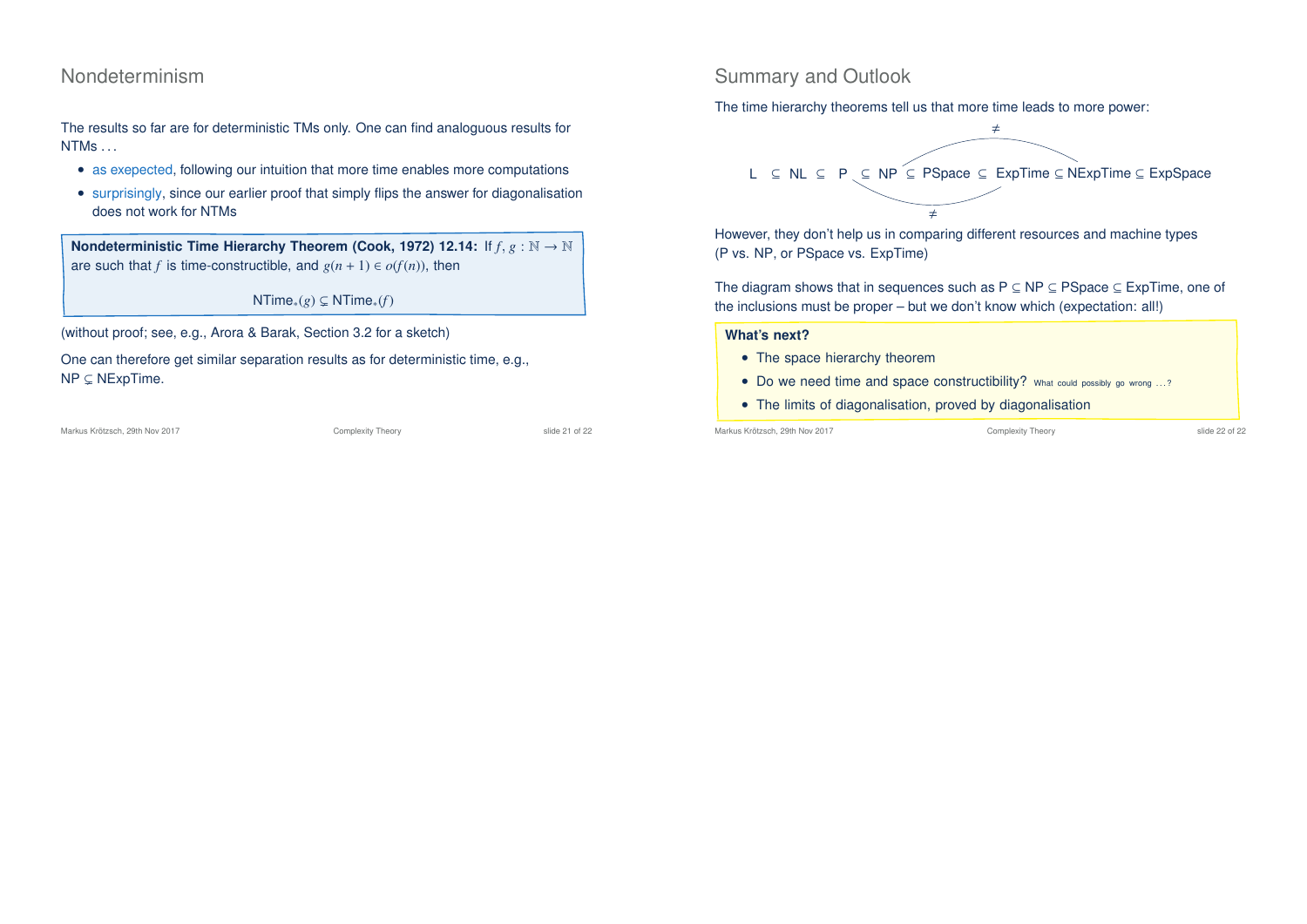## Nondeterminism

The results so far are for deterministic TMs only. One can find analoguous results for NTMs . . .

- as exepected, following our intuition that more time enables more computations
- surprisingly, since our earlier proof that simply flips the answer for diagonalisation does not work for NTMs

**Nondeterministic Time Hierarchy Theorem (Cook, 1972) 12.14:** If $f, g : \mathbb{N} \to \mathbb{N}$ are such that $f$ is time-constructible, and $g(n+1) \in o(f(n))$, then

$$\mathsf{NTime}_*(g) \subsetneq \mathsf{NTime}_*(f)$$

(without proof; see, e.g., Arora & Barak, Section 3.2 for a sketch)

One can therefore get similar separation results as for deterministic time, e.g., NP $\subsetneq$ NExpTime.

## Summary and Outlook

The time hierarchy theorems tell us that more time leads to more power:

L $\subseteq$ NL $\subseteq$ P $\subseteq$ NP $\subseteq$ PSpace $\subseteq$ ExpTime $\subseteq$ NExpTime $\subseteq$ ExpSpace

(with P $\neq$ ExpTime and NP $\neq$ NExpTime)

However, they don't help us in comparing different resources and machine types (P vs. NP, or PSpace vs. ExpTime)

The diagram shows that in sequences such as P $\subseteq$ NP $\subseteq$ PSpace $\subseteq$ ExpTime, one of the inclusions must be proper – but we don't know which (expectation: all!)

**What's next?**

- The space hierarchy theorem
- Do we need time and space constructibility? What could possibly go wrong . . . ?
- The limits of diagonalisation, proved by diagonalisation